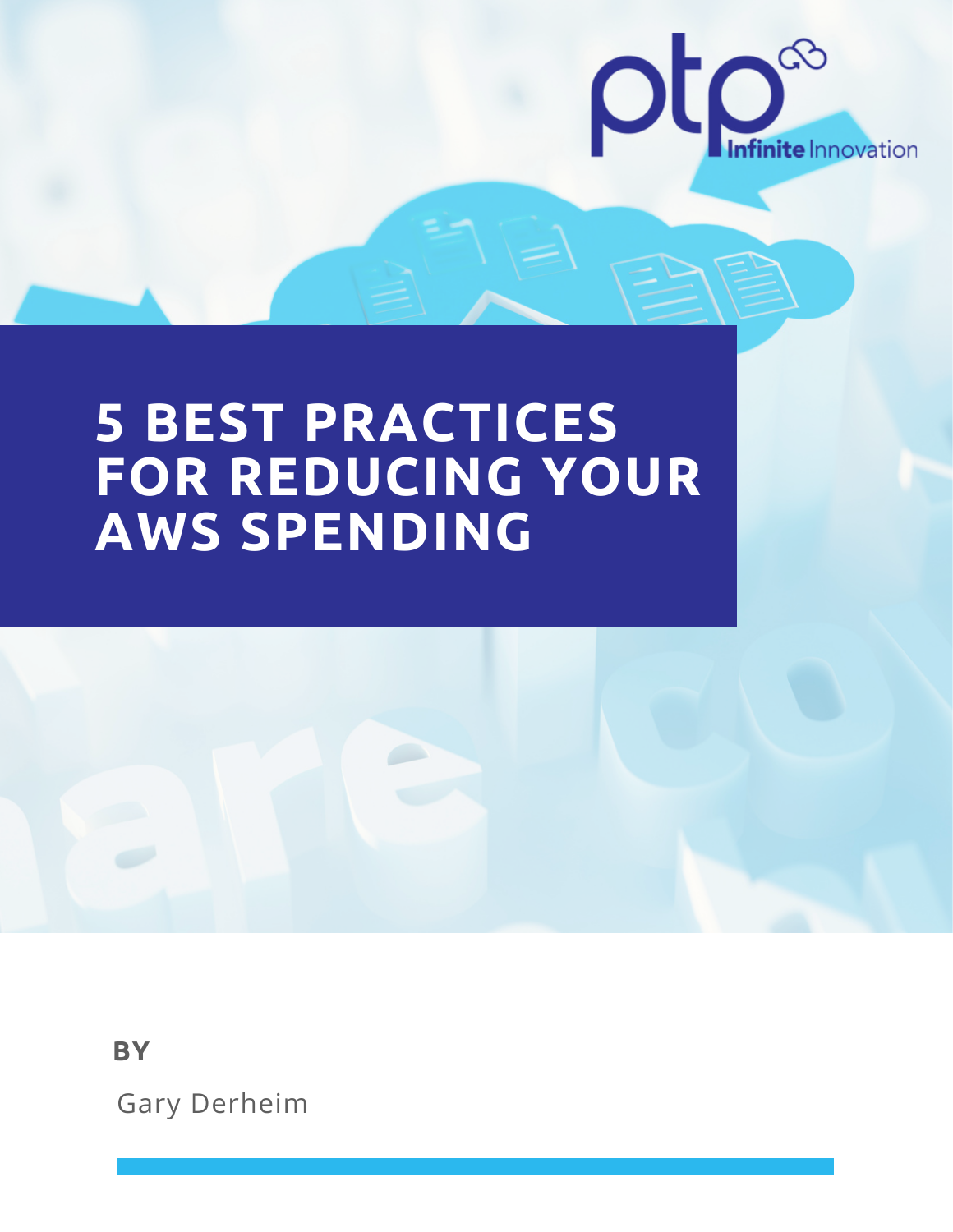# 5 BEST PRACTICES FOR REDUCING YOUR AWS SPENDING

**BY**

Gary Derheim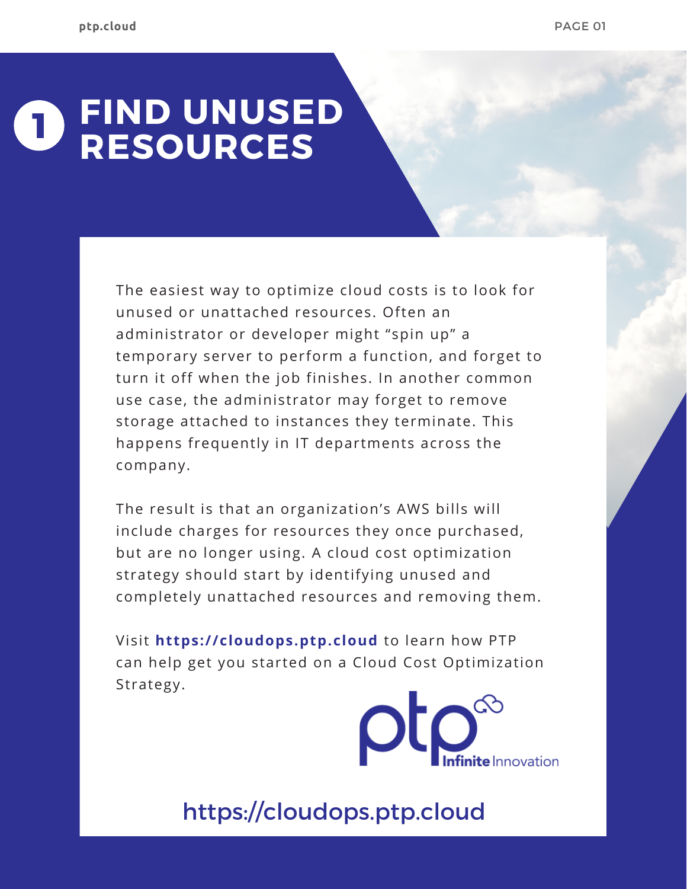# 1 FIND UNUSED RESOURCES

The easiest way to optimize cloud costs is to look for unused or unattached resources. Often an administrator or developer might "spin up" a temporary server to perform a function, and forget to turn it off when the job finishes. In another common use case, the administrator may forget to remove storage attached to instances they terminate. This happens frequently in IT departments across the company.

The result is that an organization's AWS bills will include charges for resources they once purchased, but are no longer using. A cloud cost optimization strategy should start by identifying unused and completely unattached resources and removing them.

Visit **https://cloudops.ptp.cloud** to learn how PTP can help get you started on a Cloud Cost Optimization Strategy.

ptp Infinite Innovation

https://cloudops.ptp.cloud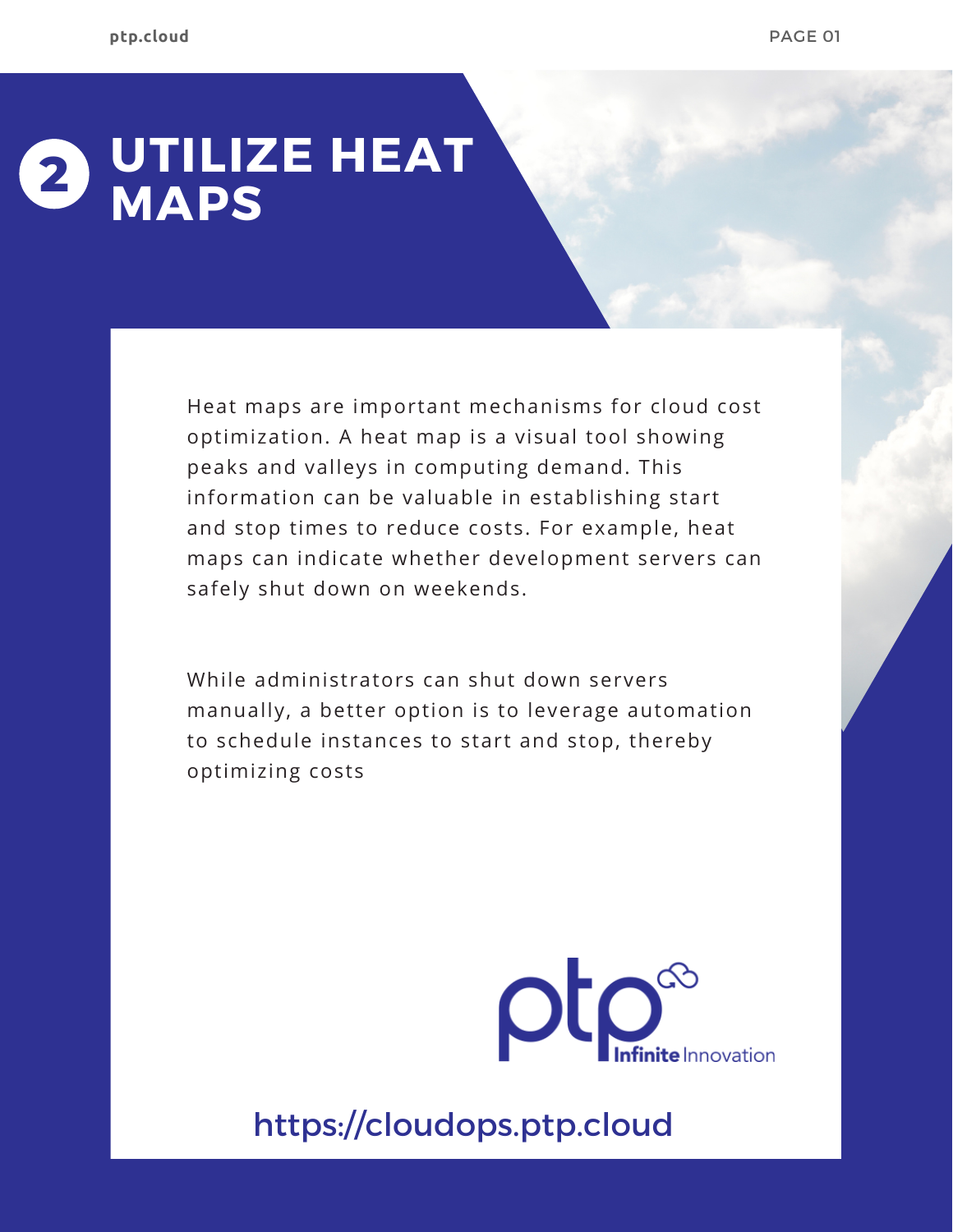# 2 UTILIZE HEAT MAPS

Heat maps are important mechanisms for cloud cost optimization. A heat map is a visual tool showing peaks and valleys in computing demand. This information can be valuable in establishing start and stop times to reduce costs. For example, heat maps can indicate whether development servers can safely shut down on weekends.

While administrators can shut down servers manually, a better option is to leverage automation to schedule instances to start and stop, thereby optimizing costs

ptp Infinite Innovation

https://cloudops.ptp.cloud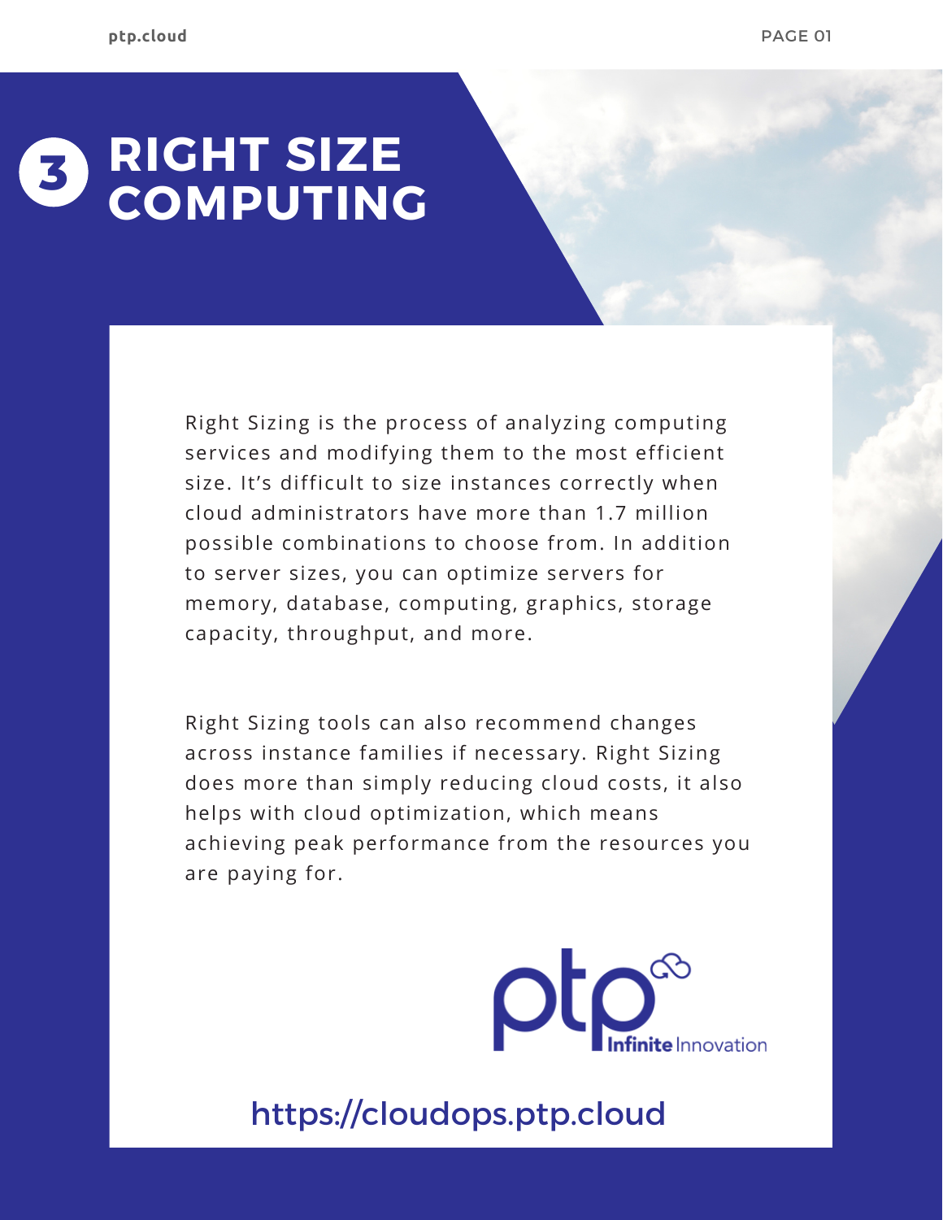# 3 RIGHT SIZE COMPUTING

Right Sizing is the process of analyzing computing services and modifying them to the most efficient size. It's difficult to size instances correctly when cloud administrators have more than 1.7 million possible combinations to choose from. In addition to server sizes, you can optimize servers for memory, database, computing, graphics, storage capacity, throughput, and more.

Right Sizing tools can also recommend changes across instance families if necessary. Right Sizing does more than simply reducing cloud costs, it also helps with cloud optimization, which means achieving peak performance from the resources you are paying for.

ptp Infinite Innovation

https://cloudops.ptp.cloud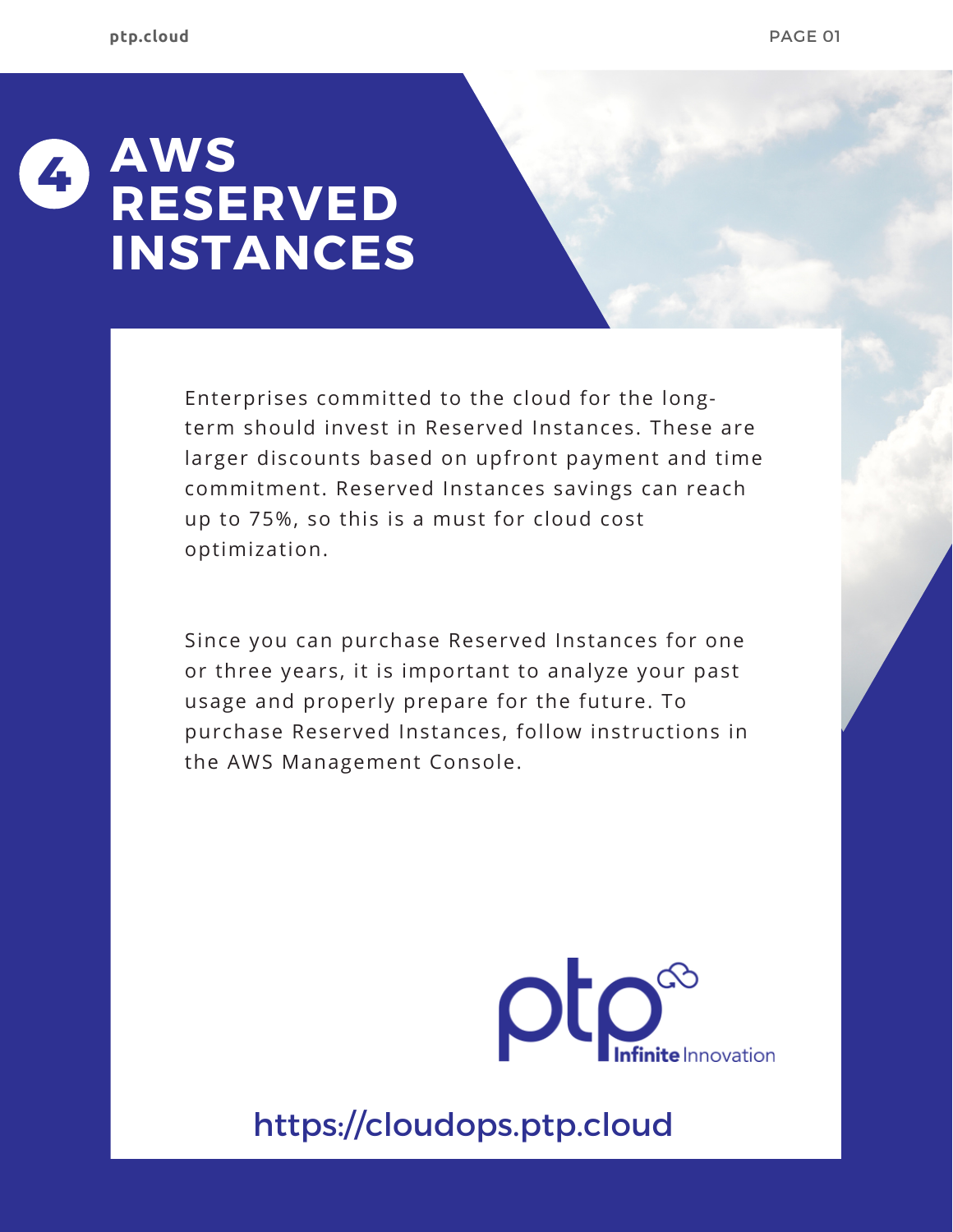# 4 AWS RESERVED INSTANCES

Enterprises committed to the cloud for the long-term should invest in Reserved Instances. These are larger discounts based on upfront payment and time commitment. Reserved Instances savings can reach up to 75%, so this is a must for cloud cost optimization.

Since you can purchase Reserved Instances for one or three years, it is important to analyze your past usage and properly prepare for the future. To purchase Reserved Instances, follow instructions in the AWS Management Console.

ptp Infinite Innovation

https://cloudops.ptp.cloud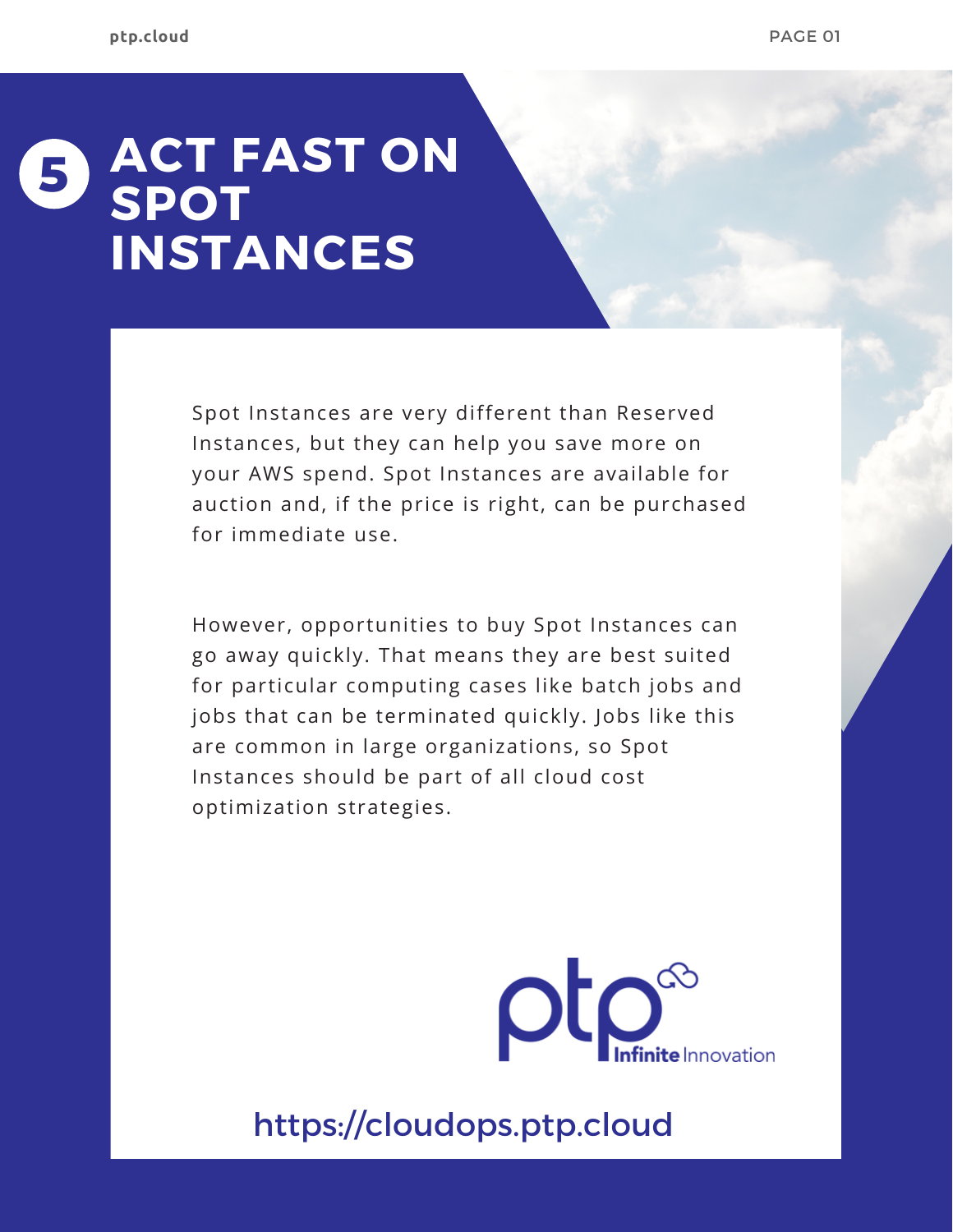# 5 ACT FAST ON SPOT INSTANCES

Spot Instances are very different than Reserved Instances, but they can help you save more on your AWS spend. Spot Instances are available for auction and, if the price is right, can be purchased for immediate use.

However, opportunities to buy Spot Instances can go away quickly. That means they are best suited for particular computing cases like batch jobs and jobs that can be terminated quickly. Jobs like this are common in large organizations, so Spot Instances should be part of all cloud cost optimization strategies.

ptp Infinite Innovation

https://cloudops.ptp.cloud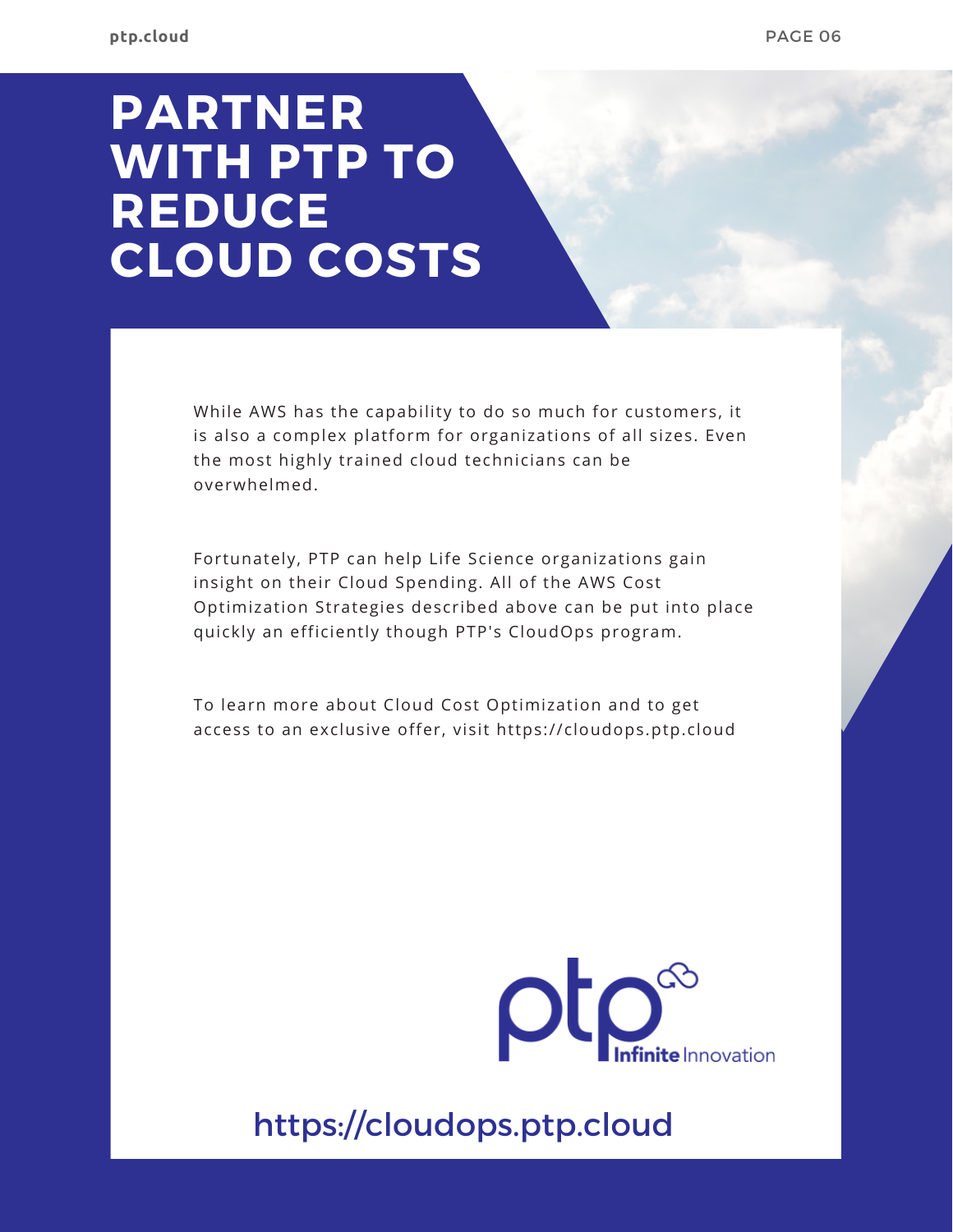# PARTNER WITH PTP TO REDUCE CLOUD COSTS

While AWS has the capability to do so much for customers, it is also a complex platform for organizations of all sizes. Even the most highly trained cloud technicians can be overwhelmed.

Fortunately, PTP can help Life Science organizations gain insight on their Cloud Spending. All of the AWS Cost Optimization Strategies described above can be put into place quickly an efficiently though PTP's CloudOps program.

To learn more about Cloud Cost Optimization and to get access to an exclusive offer, visit https://cloudops.ptp.cloud

ptp Infinite Innovation

https://cloudops.ptp.cloud